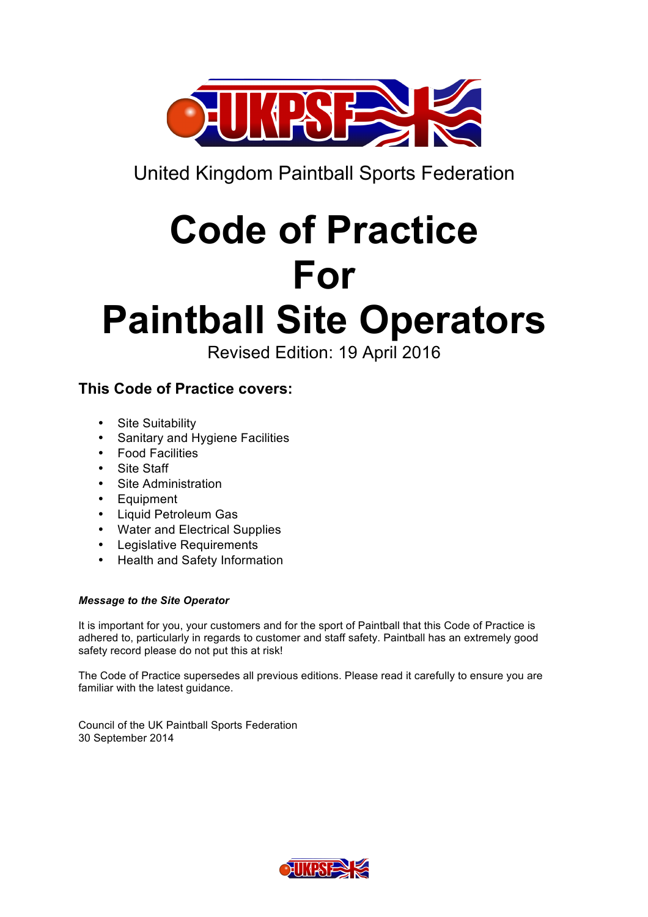United Kingdom Paintball Sports Federation

# Code of Practice For Paintball Site Operators

Revised Edition: 19 April 2016

### This Code of Practice covers:

- Site Suitability
- Sanitary and Hygiene Facilities
- Food Facilities
- Site Staff
- Site Administration
- Equipment
- Liquid Petroleum Gas
- Water and Electrical Supplies
- Legislative Requirements
- Health and Safety Information

***Message to the Site Operator***

It is important for you, your customers and for the sport of Paintball that this Code of Practice is adhered to, particularly in regards to customer and staff safety. Paintball has an extremely good safety record please do not put this at risk!

The Code of Practice supersedes all previous editions. Please read it carefully to ensure you are familiar with the latest guidance.

Council of the UK Paintball Sports Federation
30 September 2014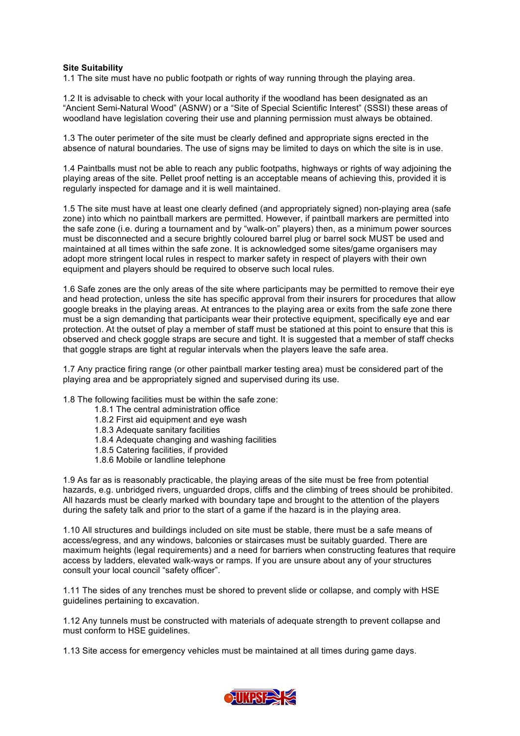**Site Suitability**

1.1 The site must have no public footpath or rights of way running through the playing area.

1.2 It is advisable to check with your local authority if the woodland has been designated as an "Ancient Semi-Natural Wood" (ASNW) or a "Site of Special Scientific Interest" (SSSI) these areas of woodland have legislation covering their use and planning permission must always be obtained.

1.3 The outer perimeter of the site must be clearly defined and appropriate signs erected in the absence of natural boundaries. The use of signs may be limited to days on which the site is in use.

1.4 Paintballs must not be able to reach any public footpaths, highways or rights of way adjoining the playing areas of the site. Pellet proof netting is an acceptable means of achieving this, provided it is regularly inspected for damage and it is well maintained.

1.5 The site must have at least one clearly defined (and appropriately signed) non-playing area (safe zone) into which no paintball markers are permitted. However, if paintball markers are permitted into the safe zone (i.e. during a tournament and by "walk-on" players) then, as a minimum power sources must be disconnected and a secure brightly coloured barrel plug or barrel sock MUST be used and maintained at all times within the safe zone. It is acknowledged some sites/game organisers may adopt more stringent local rules in respect to marker safety in respect of players with their own equipment and players should be required to observe such local rules.

1.6 Safe zones are the only areas of the site where participants may be permitted to remove their eye and head protection, unless the site has specific approval from their insurers for procedures that allow google breaks in the playing areas. At entrances to the playing area or exits from the safe zone there must be a sign demanding that participants wear their protective equipment, specifically eye and ear protection. At the outset of play a member of staff must be stationed at this point to ensure that this is observed and check goggle straps are secure and tight. It is suggested that a member of staff checks that goggle straps are tight at regular intervals when the players leave the safe area.

1.7 Any practice firing range (or other paintball marker testing area) must be considered part of the playing area and be appropriately signed and supervised during its use.

1.8 The following facilities must be within the safe zone:

- 1.8.1 The central administration office
- 1.8.2 First aid equipment and eye wash
- 1.8.3 Adequate sanitary facilities
- 1.8.4 Adequate changing and washing facilities
- 1.8.5 Catering facilities, if provided
- 1.8.6 Mobile or landline telephone

1.9 As far as is reasonably practicable, the playing areas of the site must be free from potential hazards, e.g. unbridged rivers, unguarded drops, cliffs and the climbing of trees should be prohibited. All hazards must be clearly marked with boundary tape and brought to the attention of the players during the safety talk and prior to the start of a game if the hazard is in the playing area.

1.10 All structures and buildings included on site must be stable, there must be a safe means of access/egress, and any windows, balconies or staircases must be suitably guarded. There are maximum heights (legal requirements) and a need for barriers when constructing features that require access by ladders, elevated walk-ways or ramps. If you are unsure about any of your structures consult your local council "safety officer".

1.11 The sides of any trenches must be shored to prevent slide or collapse, and comply with HSE guidelines pertaining to excavation.

1.12 Any tunnels must be constructed with materials of adequate strength to prevent collapse and must conform to HSE guidelines.

1.13 Site access for emergency vehicles must be maintained at all times during game days.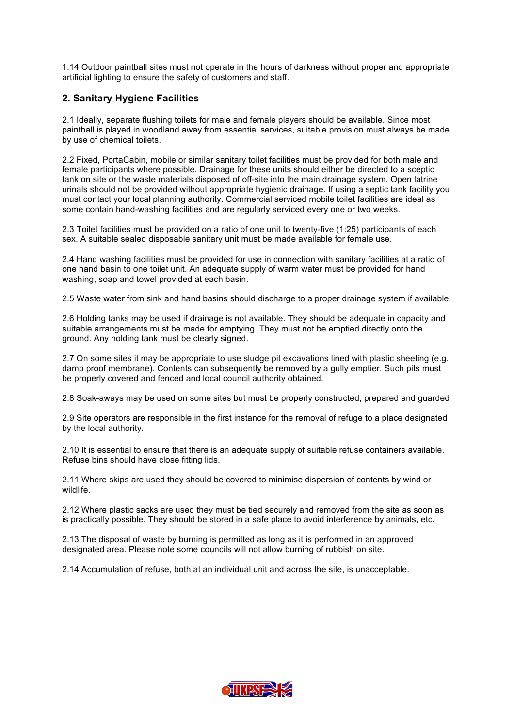1.14 Outdoor paintball sites must not operate in the hours of darkness without proper and appropriate artificial lighting to ensure the safety of customers and staff.

## 2. Sanitary Hygiene Facilities

2.1 Ideally, separate flushing toilets for male and female players should be available. Since most paintball is played in woodland away from essential services, suitable provision must always be made by use of chemical toilets.

2.2 Fixed, PortaCabin, mobile or similar sanitary toilet facilities must be provided for both male and female participants where possible. Drainage for these units should either be directed to a sceptic tank on site or the waste materials disposed of off-site into the main drainage system. Open latrine urinals should not be provided without appropriate hygienic drainage. If using a septic tank facility you must contact your local planning authority. Commercial serviced mobile toilet facilities are ideal as some contain hand-washing facilities and are regularly serviced every one or two weeks.

2.3 Toilet facilities must be provided on a ratio of one unit to twenty-five (1:25) participants of each sex. A suitable sealed disposable sanitary unit must be made available for female use.

2.4 Hand washing facilities must be provided for use in connection with sanitary facilities at a ratio of one hand basin to one toilet unit. An adequate supply of warm water must be provided for hand washing, soap and towel provided at each basin.

2.5 Waste water from sink and hand basins should discharge to a proper drainage system if available.

2.6 Holding tanks may be used if drainage is not available. They should be adequate in capacity and suitable arrangements must be made for emptying. They must not be emptied directly onto the ground. Any holding tank must be clearly signed.

2.7 On some sites it may be appropriate to use sludge pit excavations lined with plastic sheeting (e.g. damp proof membrane). Contents can subsequently be removed by a gully emptier. Such pits must be properly covered and fenced and local council authority obtained.

2.8 Soak-aways may be used on some sites but must be properly constructed, prepared and guarded

2.9 Site operators are responsible in the first instance for the removal of refuge to a place designated by the local authority.

2.10 It is essential to ensure that there is an adequate supply of suitable refuse containers available. Refuse bins should have close fitting lids.

2.11 Where skips are used they should be covered to minimise dispersion of contents by wind or wildlife.

2.12 Where plastic sacks are used they must be tied securely and removed from the site as soon as is practically possible. They should be stored in a safe place to avoid interference by animals, etc.

2.13 The disposal of waste by burning is permitted as long as it is performed in an approved designated area. Please note some councils will not allow burning of rubbish on site.

2.14 Accumulation of refuse, both at an individual unit and across the site, is unacceptable.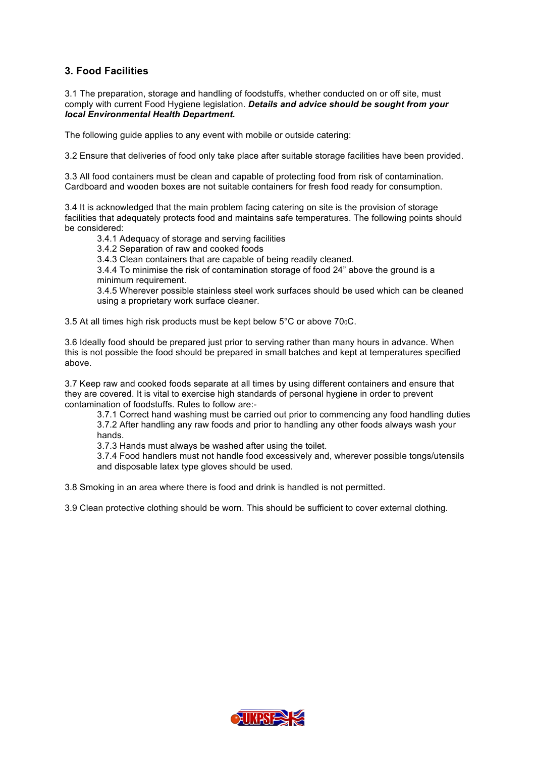## 3. Food Facilities

3.1 The preparation, storage and handling of foodstuffs, whether conducted on or off site, must comply with current Food Hygiene legislation. ***Details and advice should be sought from your local Environmental Health Department.***

The following guide applies to any event with mobile or outside catering:

3.2 Ensure that deliveries of food only take place after suitable storage facilities have been provided.

3.3 All food containers must be clean and capable of protecting food from risk of contamination. Cardboard and wooden boxes are not suitable containers for fresh food ready for consumption.

3.4 It is acknowledged that the main problem facing catering on site is the provision of storage facilities that adequately protects food and maintains safe temperatures. The following points should be considered:

- 3.4.1 Adequacy of storage and serving facilities
- 3.4.2 Separation of raw and cooked foods
- 3.4.3 Clean containers that are capable of being readily cleaned.
- 3.4.4 To minimise the risk of contamination storage of food 24" above the ground is a minimum requirement.
- 3.4.5 Wherever possible stainless steel work surfaces should be used which can be cleaned using a proprietary work surface cleaner.

3.5 At all times high risk products must be kept below 5°C or above 70°C.

3.6 Ideally food should be prepared just prior to serving rather than many hours in advance. When this is not possible the food should be prepared in small batches and kept at temperatures specified above.

3.7 Keep raw and cooked foods separate at all times by using different containers and ensure that they are covered. It is vital to exercise high standards of personal hygiene in order to prevent contamination of foodstuffs. Rules to follow are:-

- 3.7.1 Correct hand washing must be carried out prior to commencing any food handling duties
- 3.7.2 After handling any raw foods and prior to handling any other foods always wash your hands.
- 3.7.3 Hands must always be washed after using the toilet.
- 3.7.4 Food handlers must not handle food excessively and, wherever possible tongs/utensils and disposable latex type gloves should be used.

3.8 Smoking in an area where there is food and drink is handled is not permitted.

3.9 Clean protective clothing should be worn. This should be sufficient to cover external clothing.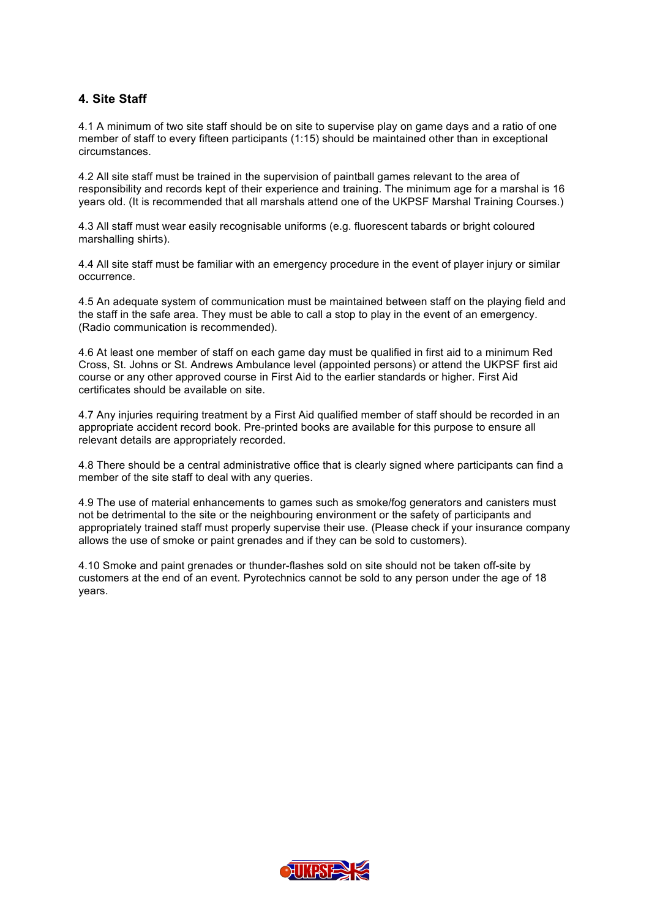## 4. Site Staff

4.1 A minimum of two site staff should be on site to supervise play on game days and a ratio of one member of staff to every fifteen participants (1:15) should be maintained other than in exceptional circumstances.

4.2 All site staff must be trained in the supervision of paintball games relevant to the area of responsibility and records kept of their experience and training. The minimum age for a marshal is 16 years old. (It is recommended that all marshals attend one of the UKPSF Marshal Training Courses.)

4.3 All staff must wear easily recognisable uniforms (e.g. fluorescent tabards or bright coloured marshalling shirts).

4.4 All site staff must be familiar with an emergency procedure in the event of player injury or similar occurrence.

4.5 An adequate system of communication must be maintained between staff on the playing field and the staff in the safe area. They must be able to call a stop to play in the event of an emergency. (Radio communication is recommended).

4.6 At least one member of staff on each game day must be qualified in first aid to a minimum Red Cross, St. Johns or St. Andrews Ambulance level (appointed persons) or attend the UKPSF first aid course or any other approved course in First Aid to the earlier standards or higher. First Aid certificates should be available on site.

4.7 Any injuries requiring treatment by a First Aid qualified member of staff should be recorded in an appropriate accident record book. Pre-printed books are available for this purpose to ensure all relevant details are appropriately recorded.

4.8 There should be a central administrative office that is clearly signed where participants can find a member of the site staff to deal with any queries.

4.9 The use of material enhancements to games such as smoke/fog generators and canisters must not be detrimental to the site or the neighbouring environment or the safety of participants and appropriately trained staff must properly supervise their use. (Please check if your insurance company allows the use of smoke or paint grenades and if they can be sold to customers).

4.10 Smoke and paint grenades or thunder-flashes sold on site should not be taken off-site by customers at the end of an event. Pyrotechnics cannot be sold to any person under the age of 18 years.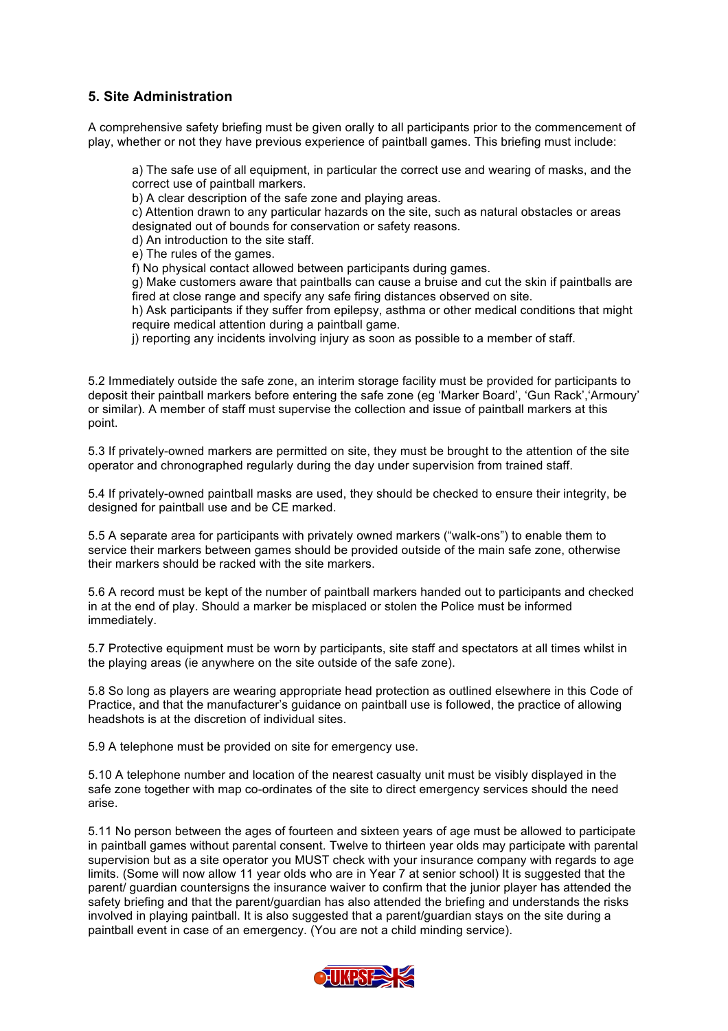## 5. Site Administration

A comprehensive safety briefing must be given orally to all participants prior to the commencement of play, whether or not they have previous experience of paintball games. This briefing must include:

a) The safe use of all equipment, in particular the correct use and wearing of masks, and the correct use of paintball markers.
b) A clear description of the safe zone and playing areas.
c) Attention drawn to any particular hazards on the site, such as natural obstacles or areas designated out of bounds for conservation or safety reasons.
d) An introduction to the site staff.
e) The rules of the games.
f) No physical contact allowed between participants during games.
g) Make customers aware that paintballs can cause a bruise and cut the skin if paintballs are fired at close range and specify any safe firing distances observed on site.
h) Ask participants if they suffer from epilepsy, asthma or other medical conditions that might require medical attention during a paintball game.
j) reporting any incidents involving injury as soon as possible to a member of staff.

5.2 Immediately outside the safe zone, an interim storage facility must be provided for participants to deposit their paintball markers before entering the safe zone (eg 'Marker Board', 'Gun Rack','Armoury' or similar). A member of staff must supervise the collection and issue of paintball markers at this point.

5.3 If privately-owned markers are permitted on site, they must be brought to the attention of the site operator and chronographed regularly during the day under supervision from trained staff.

5.4 If privately-owned paintball masks are used, they should be checked to ensure their integrity, be designed for paintball use and be CE marked.

5.5 A separate area for participants with privately owned markers ("walk-ons") to enable them to service their markers between games should be provided outside of the main safe zone, otherwise their markers should be racked with the site markers.

5.6 A record must be kept of the number of paintball markers handed out to participants and checked in at the end of play. Should a marker be misplaced or stolen the Police must be informed immediately.

5.7 Protective equipment must be worn by participants, site staff and spectators at all times whilst in the playing areas (ie anywhere on the site outside of the safe zone).

5.8 So long as players are wearing appropriate head protection as outlined elsewhere in this Code of Practice, and that the manufacturer's guidance on paintball use is followed, the practice of allowing headshots is at the discretion of individual sites.

5.9 A telephone must be provided on site for emergency use.

5.10 A telephone number and location of the nearest casualty unit must be visibly displayed in the safe zone together with map co-ordinates of the site to direct emergency services should the need arise.

5.11 No person between the ages of fourteen and sixteen years of age must be allowed to participate in paintball games without parental consent. Twelve to thirteen year olds may participate with parental supervision but as a site operator you MUST check with your insurance company with regards to age limits. (Some will now allow 11 year olds who are in Year 7 at senior school) It is suggested that the parent/ guardian countersigns the insurance waiver to confirm that the junior player has attended the safety briefing and that the parent/guardian has also attended the briefing and understands the risks involved in playing paintball. It is also suggested that a parent/guardian stays on the site during a paintball event in case of an emergency. (You are not a child minding service).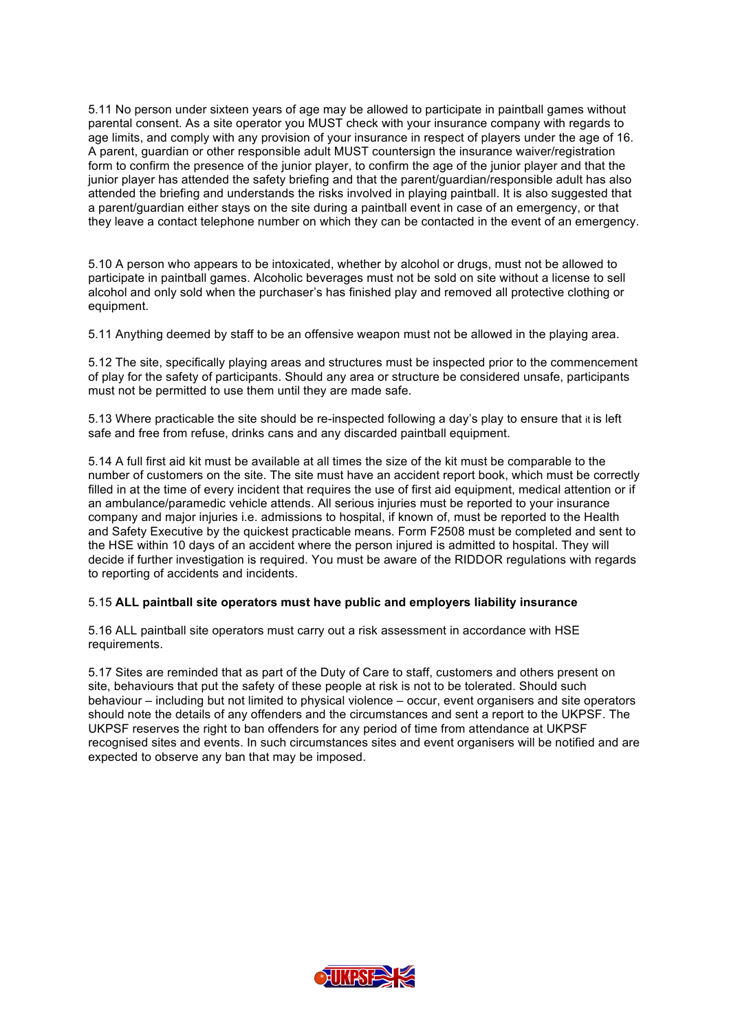5.11 No person under sixteen years of age may be allowed to participate in paintball games without parental consent. As a site operator you MUST check with your insurance company with regards to age limits, and comply with any provision of your insurance in respect of players under the age of 16. A parent, guardian or other responsible adult MUST countersign the insurance waiver/registration form to confirm the presence of the junior player, to confirm the age of the junior player and that the junior player has attended the safety briefing and that the parent/guardian/responsible adult has also attended the briefing and understands the risks involved in playing paintball. It is also suggested that a parent/guardian either stays on the site during a paintball event in case of an emergency, or that they leave a contact telephone number on which they can be contacted in the event of an emergency.

5.10 A person who appears to be intoxicated, whether by alcohol or drugs, must not be allowed to participate in paintball games. Alcoholic beverages must not be sold on site without a license to sell alcohol and only sold when the purchaser's has finished play and removed all protective clothing or equipment.

5.11 Anything deemed by staff to be an offensive weapon must not be allowed in the playing area.

5.12 The site, specifically playing areas and structures must be inspected prior to the commencement of play for the safety of participants. Should any area or structure be considered unsafe, participants must not be permitted to use them until they are made safe.

5.13 Where practicable the site should be re-inspected following a day's play to ensure that it is left safe and free from refuse, drinks cans and any discarded paintball equipment.

5.14 A full first aid kit must be available at all times the size of the kit must be comparable to the number of customers on the site. The site must have an accident report book, which must be correctly filled in at the time of every incident that requires the use of first aid equipment, medical attention or if an ambulance/paramedic vehicle attends. All serious injuries must be reported to your insurance company and major injuries i.e. admissions to hospital, if known of, must be reported to the Health and Safety Executive by the quickest practicable means. Form F2508 must be completed and sent to the HSE within 10 days of an accident where the person injured is admitted to hospital. They will decide if further investigation is required. You must be aware of the RIDDOR regulations with regards to reporting of accidents and incidents.

5.15 **ALL paintball site operators must have public and employers liability insurance**

5.16 ALL paintball site operators must carry out a risk assessment in accordance with HSE requirements.

5.17 Sites are reminded that as part of the Duty of Care to staff, customers and others present on site, behaviours that put the safety of these people at risk is not to be tolerated. Should such behaviour – including but not limited to physical violence – occur, event organisers and site operators should note the details of any offenders and the circumstances and sent a report to the UKPSF. The UKPSF reserves the right to ban offenders for any period of time from attendance at UKPSF recognised sites and events. In such circumstances sites and event organisers will be notified and are expected to observe any ban that may be imposed.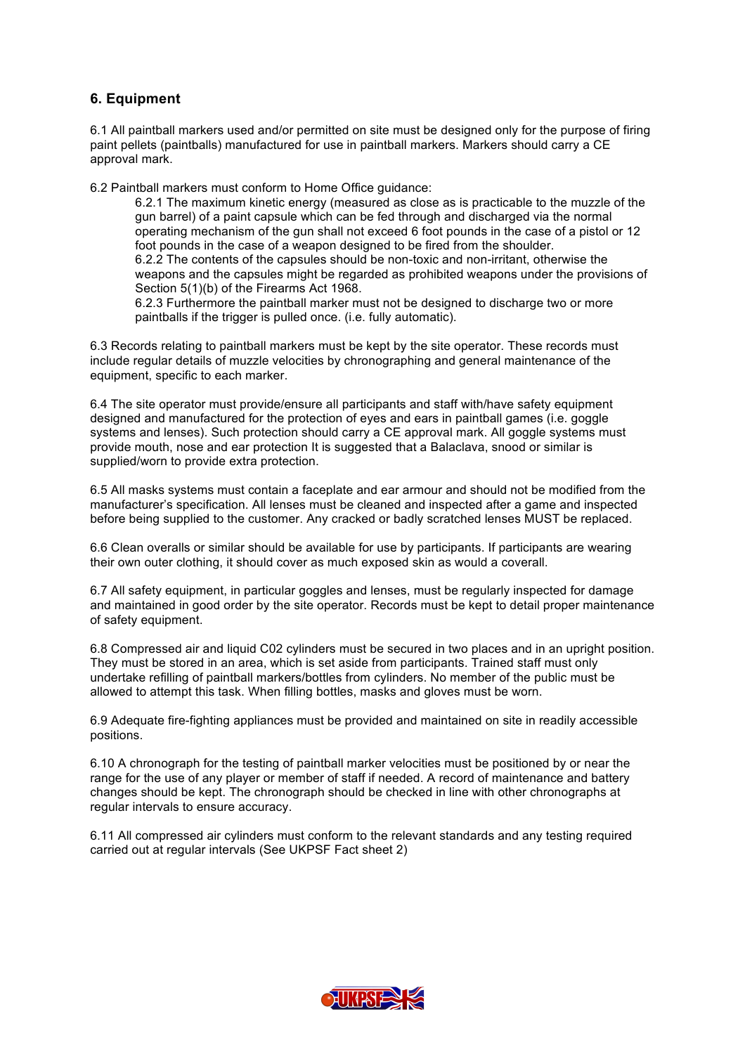## 6. Equipment

6.1 All paintball markers used and/or permitted on site must be designed only for the purpose of firing paint pellets (paintballs) manufactured for use in paintball markers. Markers should carry a CE approval mark.

6.2 Paintball markers must conform to Home Office guidance:

> 6.2.1 The maximum kinetic energy (measured as close as is practicable to the muzzle of the gun barrel) of a paint capsule which can be fed through and discharged via the normal operating mechanism of the gun shall not exceed 6 foot pounds in the case of a pistol or 12 foot pounds in the case of a weapon designed to be fired from the shoulder.
>
> 6.2.2 The contents of the capsules should be non-toxic and non-irritant, otherwise the weapons and the capsules might be regarded as prohibited weapons under the provisions of Section 5(1)(b) of the Firearms Act 1968.
>
> 6.2.3 Furthermore the paintball marker must not be designed to discharge two or more paintballs if the trigger is pulled once. (i.e. fully automatic).

6.3 Records relating to paintball markers must be kept by the site operator. These records must include regular details of muzzle velocities by chronographing and general maintenance of the equipment, specific to each marker.

6.4 The site operator must provide/ensure all participants and staff with/have safety equipment designed and manufactured for the protection of eyes and ears in paintball games (i.e. goggle systems and lenses). Such protection should carry a CE approval mark. All goggle systems must provide mouth, nose and ear protection It is suggested that a Balaclava, snood or similar is supplied/worn to provide extra protection.

6.5 All masks systems must contain a faceplate and ear armour and should not be modified from the manufacturer's specification. All lenses must be cleaned and inspected after a game and inspected before being supplied to the customer. Any cracked or badly scratched lenses MUST be replaced.

6.6 Clean overalls or similar should be available for use by participants. If participants are wearing their own outer clothing, it should cover as much exposed skin as would a coverall.

6.7 All safety equipment, in particular goggles and lenses, must be regularly inspected for damage and maintained in good order by the site operator. Records must be kept to detail proper maintenance of safety equipment.

6.8 Compressed air and liquid C02 cylinders must be secured in two places and in an upright position. They must be stored in an area, which is set aside from participants. Trained staff must only undertake refilling of paintball markers/bottles from cylinders. No member of the public must be allowed to attempt this task. When filling bottles, masks and gloves must be worn.

6.9 Adequate fire-fighting appliances must be provided and maintained on site in readily accessible positions.

6.10 A chronograph for the testing of paintball marker velocities must be positioned by or near the range for the use of any player or member of staff if needed. A record of maintenance and battery changes should be kept. The chronograph should be checked in line with other chronographs at regular intervals to ensure accuracy.

6.11 All compressed air cylinders must conform to the relevant standards and any testing required carried out at regular intervals (See UKPSF Fact sheet 2)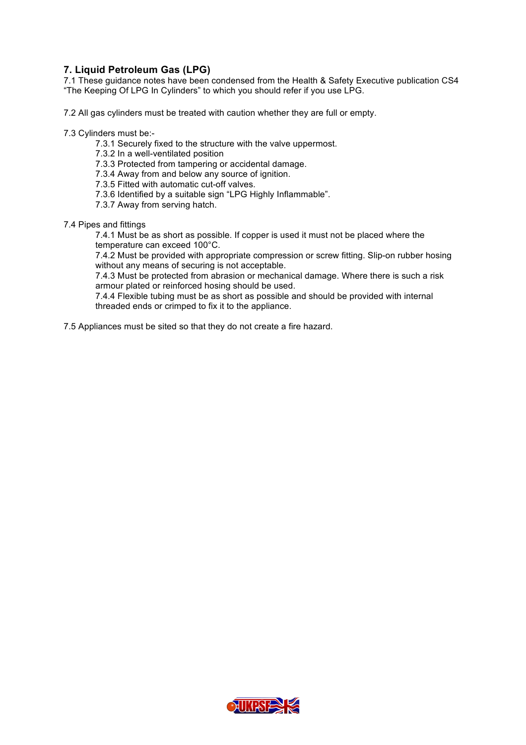## 7. Liquid Petroleum Gas (LPG)

7.1 These guidance notes have been condensed from the Health & Safety Executive publication CS4 “The Keeping Of LPG In Cylinders” to which you should refer if you use LPG.

7.2 All gas cylinders must be treated with caution whether they are full or empty.

7.3 Cylinders must be:-

- 7.3.1 Securely fixed to the structure with the valve uppermost.
- 7.3.2 In a well-ventilated position
- 7.3.3 Protected from tampering or accidental damage.
- 7.3.4 Away from and below any source of ignition.
- 7.3.5 Fitted with automatic cut-off valves.
- 7.3.6 Identified by a suitable sign “LPG Highly Inflammable”.
- 7.3.7 Away from serving hatch.

7.4 Pipes and fittings

- 7.4.1 Must be as short as possible. If copper is used it must not be placed where the temperature can exceed 100°C.
- 7.4.2 Must be provided with appropriate compression or screw fitting. Slip-on rubber hosing without any means of securing is not acceptable.
- 7.4.3 Must be protected from abrasion or mechanical damage. Where there is such a risk armour plated or reinforced hosing should be used.
- 7.4.4 Flexible tubing must be as short as possible and should be provided with internal threaded ends or crimped to fix it to the appliance.

7.5 Appliances must be sited so that they do not create a fire hazard.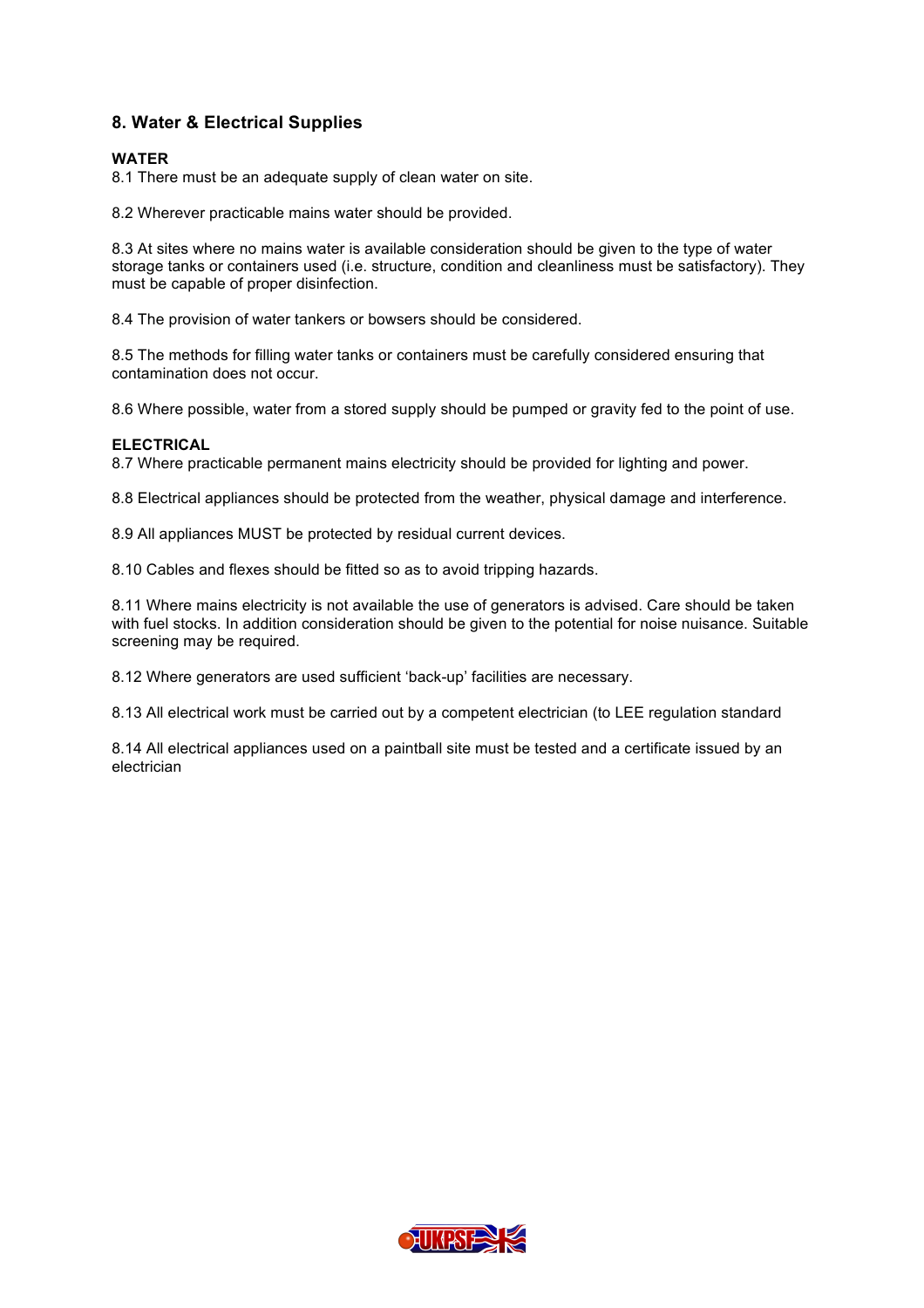## 8. Water & Electrical Supplies

**WATER**

8.1 There must be an adequate supply of clean water on site.

8.2 Wherever practicable mains water should be provided.

8.3 At sites where no mains water is available consideration should be given to the type of water storage tanks or containers used (i.e. structure, condition and cleanliness must be satisfactory). They must be capable of proper disinfection.

8.4 The provision of water tankers or bowsers should be considered.

8.5 The methods for filling water tanks or containers must be carefully considered ensuring that contamination does not occur.

8.6 Where possible, water from a stored supply should be pumped or gravity fed to the point of use.

**ELECTRICAL**

8.7 Where practicable permanent mains electricity should be provided for lighting and power.

8.8 Electrical appliances should be protected from the weather, physical damage and interference.

8.9 All appliances MUST be protected by residual current devices.

8.10 Cables and flexes should be fitted so as to avoid tripping hazards.

8.11 Where mains electricity is not available the use of generators is advised. Care should be taken with fuel stocks. In addition consideration should be given to the potential for noise nuisance. Suitable screening may be required.

8.12 Where generators are used sufficient 'back-up' facilities are necessary.

8.13 All electrical work must be carried out by a competent electrician (to LEE regulation standard

8.14 All electrical appliances used on a paintball site must be tested and a certificate issued by an electrician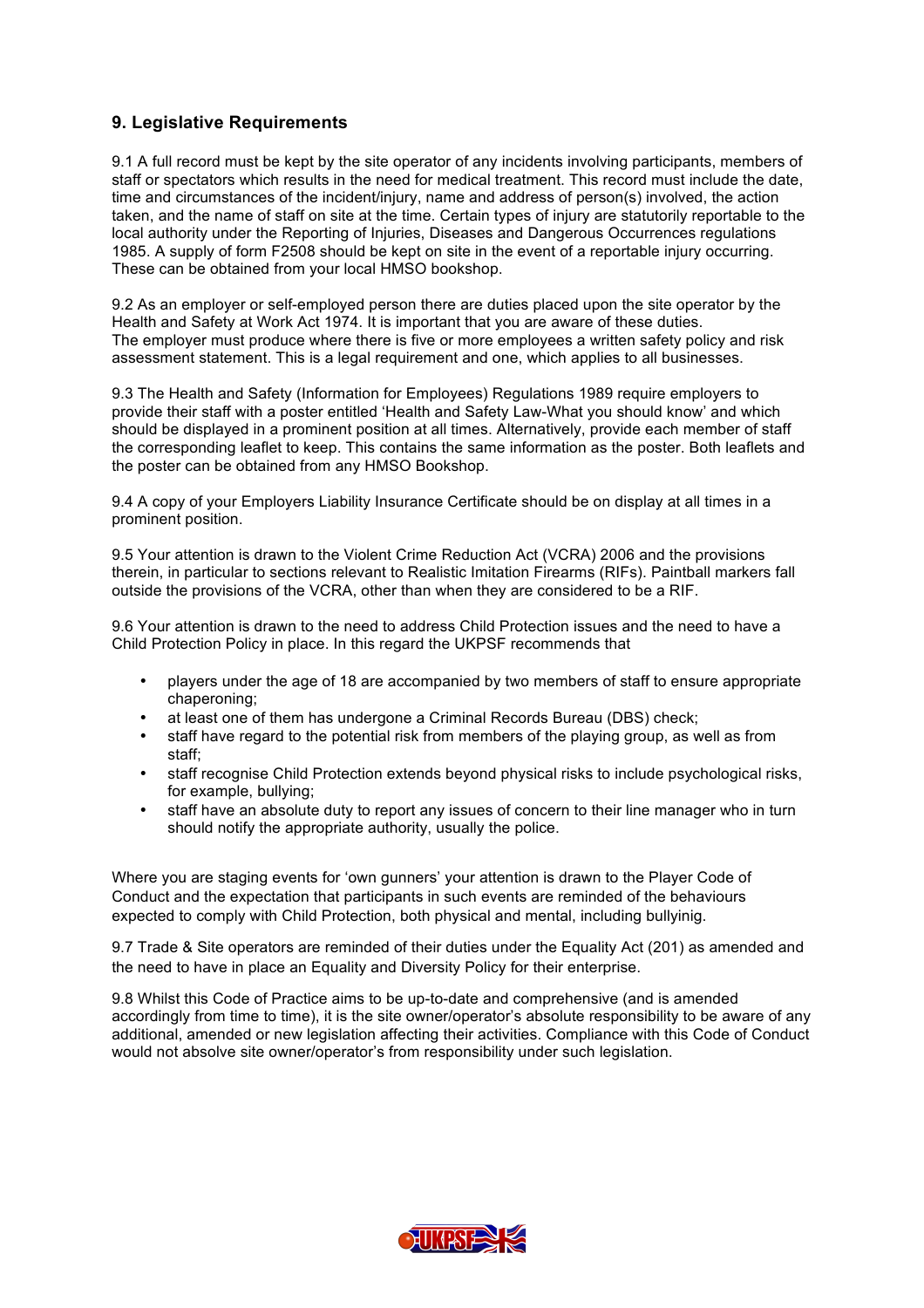## 9. Legislative Requirements

9.1 A full record must be kept by the site operator of any incidents involving participants, members of staff or spectators which results in the need for medical treatment. This record must include the date, time and circumstances of the incident/injury, name and address of person(s) involved, the action taken, and the name of staff on site at the time. Certain types of injury are statutorily reportable to the local authority under the Reporting of Injuries, Diseases and Dangerous Occurrences regulations 1985. A supply of form F2508 should be kept on site in the event of a reportable injury occurring. These can be obtained from your local HMSO bookshop.

9.2 As an employer or self-employed person there are duties placed upon the site operator by the Health and Safety at Work Act 1974. It is important that you are aware of these duties.
The employer must produce where there is five or more employees a written safety policy and risk assessment statement. This is a legal requirement and one, which applies to all businesses.

9.3 The Health and Safety (Information for Employees) Regulations 1989 require employers to provide their staff with a poster entitled 'Health and Safety Law-What you should know' and which should be displayed in a prominent position at all times. Alternatively, provide each member of staff the corresponding leaflet to keep. This contains the same information as the poster. Both leaflets and the poster can be obtained from any HMSO Bookshop.

9.4 A copy of your Employers Liability Insurance Certificate should be on display at all times in a prominent position.

9.5 Your attention is drawn to the Violent Crime Reduction Act (VCRA) 2006 and the provisions therein, in particular to sections relevant to Realistic Imitation Firearms (RIFs). Paintball markers fall outside the provisions of the VCRA, other than when they are considered to be a RIF.

9.6 Your attention is drawn to the need to address Child Protection issues and the need to have a Child Protection Policy in place. In this regard the UKPSF recommends that

- players under the age of 18 are accompanied by two members of staff to ensure appropriate chaperoning;
- at least one of them has undergone a Criminal Records Bureau (DBS) check;
- staff have regard to the potential risk from members of the playing group, as well as from staff;
- staff recognise Child Protection extends beyond physical risks to include psychological risks, for example, bullying;
- staff have an absolute duty to report any issues of concern to their line manager who in turn should notify the appropriate authority, usually the police.

Where you are staging events for 'own gunners' your attention is drawn to the Player Code of Conduct and the expectation that participants in such events are reminded of the behaviours expected to comply with Child Protection, both physical and mental, including bullyinig.

9.7 Trade & Site operators are reminded of their duties under the Equality Act (201) as amended and the need to have in place an Equality and Diversity Policy for their enterprise.

9.8 Whilst this Code of Practice aims to be up-to-date and comprehensive (and is amended accordingly from time to time), it is the site owner/operator's absolute responsibility to be aware of any additional, amended or new legislation affecting their activities. Compliance with this Code of Conduct would not absolve site owner/operator's from responsibility under such legislation.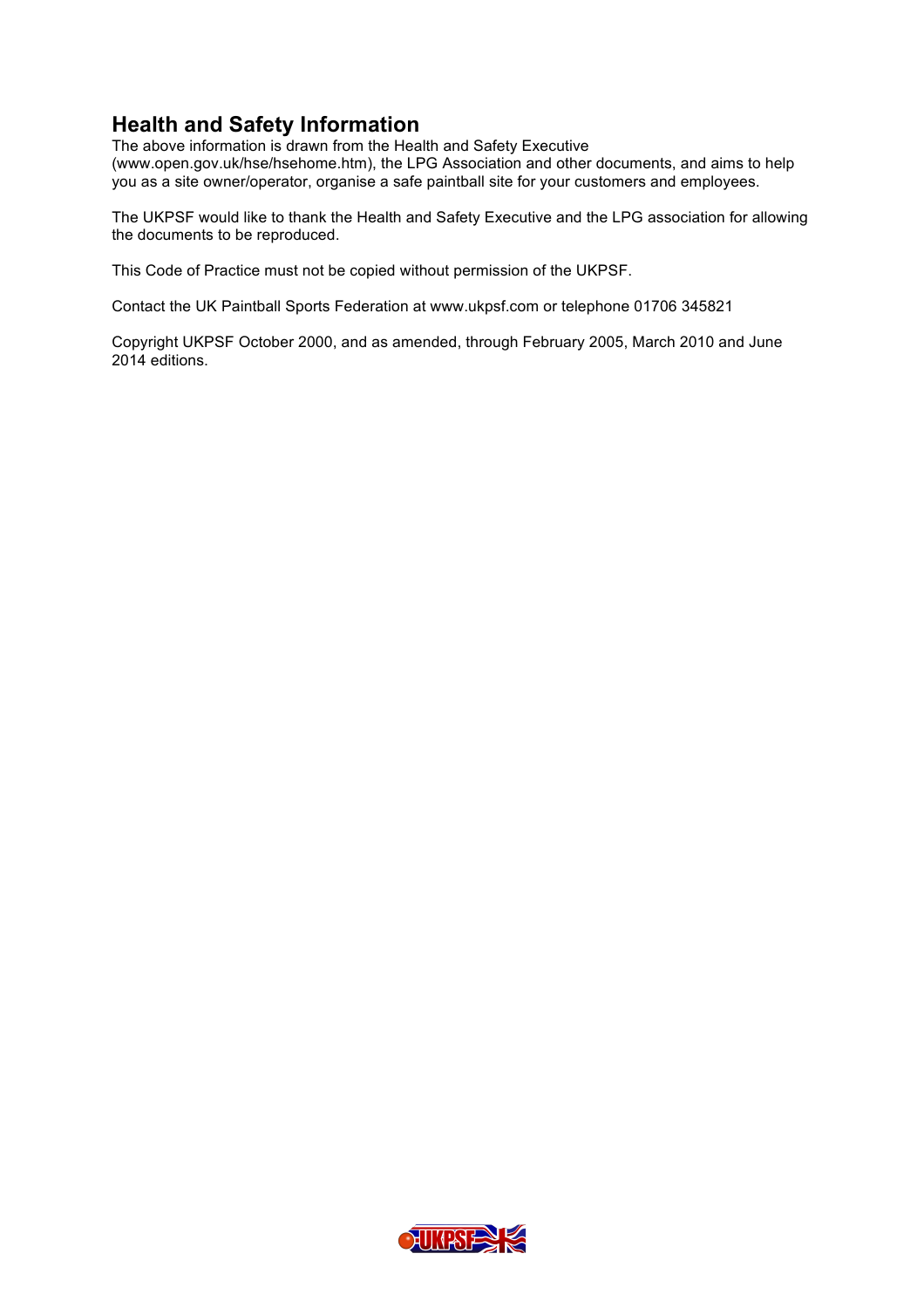## Health and Safety Information

The above information is drawn from the Health and Safety Executive (www.open.gov.uk/hse/hsehome.htm), the LPG Association and other documents, and aims to help you as a site owner/operator, organise a safe paintball site for your customers and employees.

The UKPSF would like to thank the Health and Safety Executive and the LPG association for allowing the documents to be reproduced.

This Code of Practice must not be copied without permission of the UKPSF.

Contact the UK Paintball Sports Federation at www.ukpsf.com or telephone 01706 345821

Copyright UKPSF October 2000, and as amended, through February 2005, March 2010 and June 2014 editions.